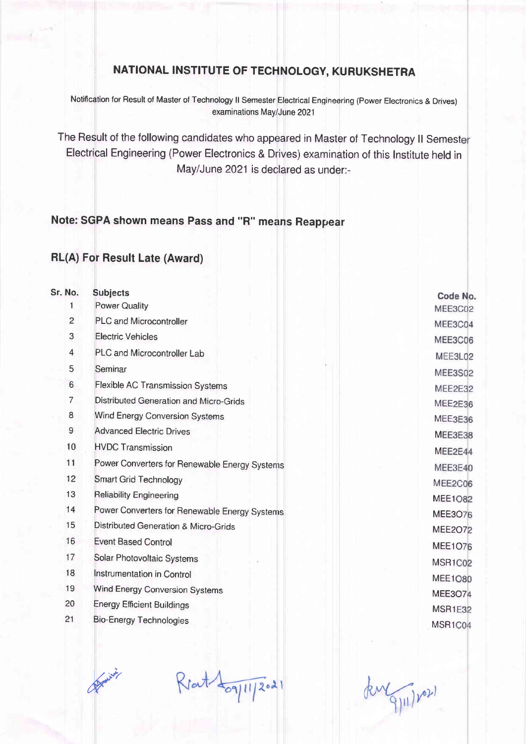# NATIONAL INSTITUTE OF TECHNOLOGY, KURUKSHETRA

Notification for Result of Master of Technology II Semester Electrical Engineering (Power Electronics & Drives) examinations May/June 2021

The Result of the following candidates who appeared in Master of Technology II Semester Electrical Engineering (Power Electronics & Drives) examination of this Institute held in May/June 2021 is declared as under:-

## Note: SGPA shown means Pass and "R" means Reappear

## RL(A) For Result Late (Award)

| Sr. No. | Subjects | Code No. |
|---|---|---|
| 1 | Power Quality | MEE3C02 |
| 2 | PLC and Microcontroller | MEE3C04 |
| 3 | Electric Vehicles | MEE3C06 |
| 4 | PLC and Microcontroller Lab | MEE3L02 |
| 5 | Seminar | MEE3S02 |
| 6 | Flexible AC Transmission Systems | MEE2E32 |
| 7 | Distributed Generation and Micro-Grids | MEE2E36 |
| 8 | Wind Energy Conversion Systems | MEE3E36 |
| 9 | Advanced Electric Drives | MEE3E38 |
| 10 | HVDC Transmission | MEE2E44 |
| 11 | Power Converters for Renewable Energy Systems | MEE3E40 |
| 12 | Smart Grid Technology | MEE2C06 |
| 13 | Reliability Engineering | MEE1O82 |
| 14 | Power Converters for Renewable Energy Systems | MEE3O76 |
| 15 | Distributed Generation & Micro-Grids | MEE2O72 |
| 16 | Event Based Control | MEE1O76 |
| 17 | Solar Photovoltaic Systems | MSR1C02 |
| 18 | Instrumentation in Control | MEE1O80 |
| 19 | Wind Energy Conversion Systems | MEE3O74 |
| 20 | Energy Efficient Buildings | MSR1E32 |
| 21 | Bio-Energy Technologies | MSR1C04 |

09/11/2021

9/11/2021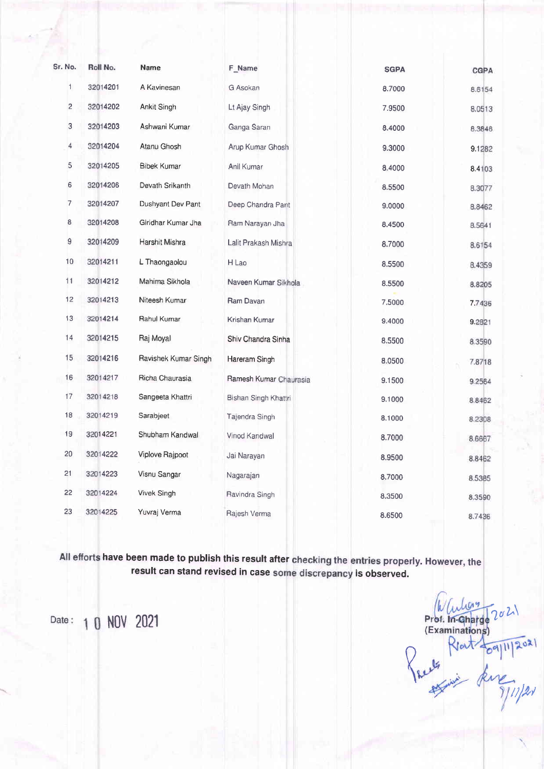| Sr. No. | Roll No. | Name | F_Name | SGPA | CGPA |
|---|---|---|---|---|---|
| 1 | 32014201 | A Kavinesan | G Asokan | 8.7000 | 8.6154 |
| 2 | 32014202 | Ankit Singh | Lt Ajay Singh | 7.9500 | 8.0513 |
| 3 | 32014203 | Ashwani Kumar | Ganga Saran | 8.4000 | 8.3846 |
| 4 | 32014204 | Atanu Ghosh | Arup Kumar Ghosh | 9.3000 | 9.1282 |
| 5 | 32014205 | Bibek Kumar | Anil Kumar | 8.4000 | 8.4103 |
| 6 | 32014206 | Devath Srikanth | Devath Mohan | 8.5500 | 8.3077 |
| 7 | 32014207 | Dushyant Dev Pant | Deep Chandra Pant | 9.0000 | 8.8462 |
| 8 | 32014208 | Giridhar Kumar Jha | Ram Narayan Jha | 8.4500 | 8.5641 |
| 9 | 32014209 | Harshit Mishra | Lalit Prakash Mishra | 8.7000 | 8.6154 |
| 10 | 32014211 | L Thaongaolou | H Lao | 8.5500 | 8.4359 |
| 11 | 32014212 | Mahima Sikhola | Naveen Kumar Sikhola | 8.5500 | 8.8205 |
| 12 | 32014213 | Niteesh Kumar | Ram Davan | 7.5000 | 7.7436 |
| 13 | 32014214 | Rahul Kumar | Krishan Kumar | 9.4000 | 9.2821 |
| 14 | 32014215 | Raj Moyal | Shiv Chandra Sinha | 8.5500 | 8.3590 |
| 15 | 32014216 | Ravishek Kumar Singh | Hareram Singh | 8.0500 | 7.8718 |
| 16 | 32014217 | Richa Chaurasia | Ramesh Kumar Chaurasia | 9.1500 | 9.2564 |
| 17 | 32014218 | Sangeeta Khattri | Bishan Singh Khattri | 9.1000 | 8.8462 |
| 18 | 32014219 | Sarabjeet | Tajendra Singh | 8.1000 | 8.2308 |
| 19 | 32014221 | Shubham Kandwal | Vinod Kandwal | 8.7000 | 8.6667 |
| 20 | 32014222 | Viplove Rajpoot | Jai Narayan | 8.9500 | 8.8462 |
| 21 | 32014223 | Visnu Sangar | Nagarajan | 8.7000 | 8.5385 |
| 22 | 32014224 | Vivek Singh | Ravindra Singh | 8.3500 | 8.3590 |
| 23 | 32014225 | Yuvraj Verma | Rajesh Verma | 8.6500 | 8.7436 |

**All efforts have been made to publish this result after checking the entries properly. However, the result can stand revised in case some discrepancy is observed.**

Date : 10 NOV 2021

**Prof. In-Charge**
**(Examinations)**